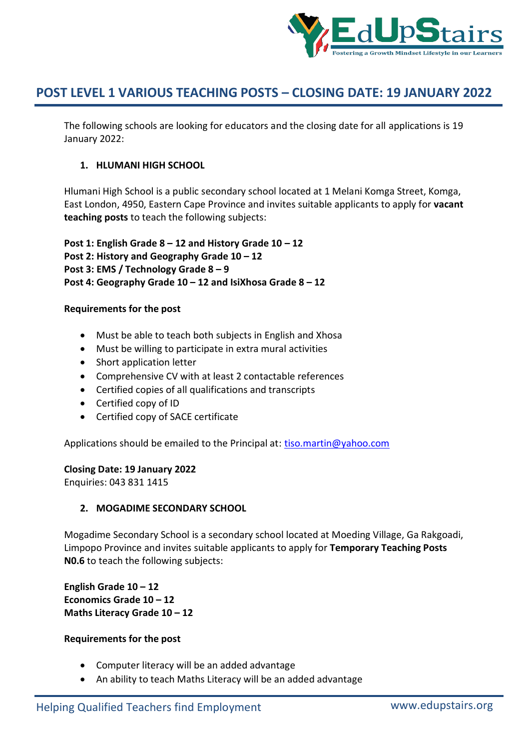# POST LEVEL 1 VARIOUS TEACHING POSTS – CLOSING DATE: 19 JANUARY 2022

The following schools are looking for educators and the closing date for all applications is 19 January 2022:

## 1. HLUMANI HIGH SCHOOL

Hlumani High School is a public secondary school located at 1 Melani Komga Street, Komga, East London, 4950, Eastern Cape Province and invites suitable applicants to apply for **vacant teaching posts** to teach the following subjects:

**Post 1: English Grade 8 – 12 and History Grade 10 – 12**
**Post 2: History and Geography Grade 10 – 12**
**Post 3: EMS / Technology Grade 8 – 9**
**Post 4: Geography Grade 10 – 12 and IsiXhosa Grade 8 – 12**

**Requirements for the post**

- Must be able to teach both subjects in English and Xhosa
- Must be willing to participate in extra mural activities
- Short application letter
- Comprehensive CV with at least 2 contactable references
- Certified copies of all qualifications and transcripts
- Certified copy of ID
- Certified copy of SACE certificate

Applications should be emailed to the Principal at: tiso.martin@yahoo.com

**Closing Date: 19 January 2022**
Enquiries: 043 831 1415

## 2. MOGADIME SECONDARY SCHOOL

Mogadime Secondary School is a secondary school located at Moeding Village, Ga Rakgoadi, Limpopo Province and invites suitable applicants to apply for **Temporary Teaching Posts N0.6** to teach the following subjects:

**English Grade 10 – 12**
**Economics Grade 10 – 12**
**Maths Literacy Grade 10 – 12**

**Requirements for the post**

- Computer literacy will be an added advantage
- An ability to teach Maths Literacy will be an added advantage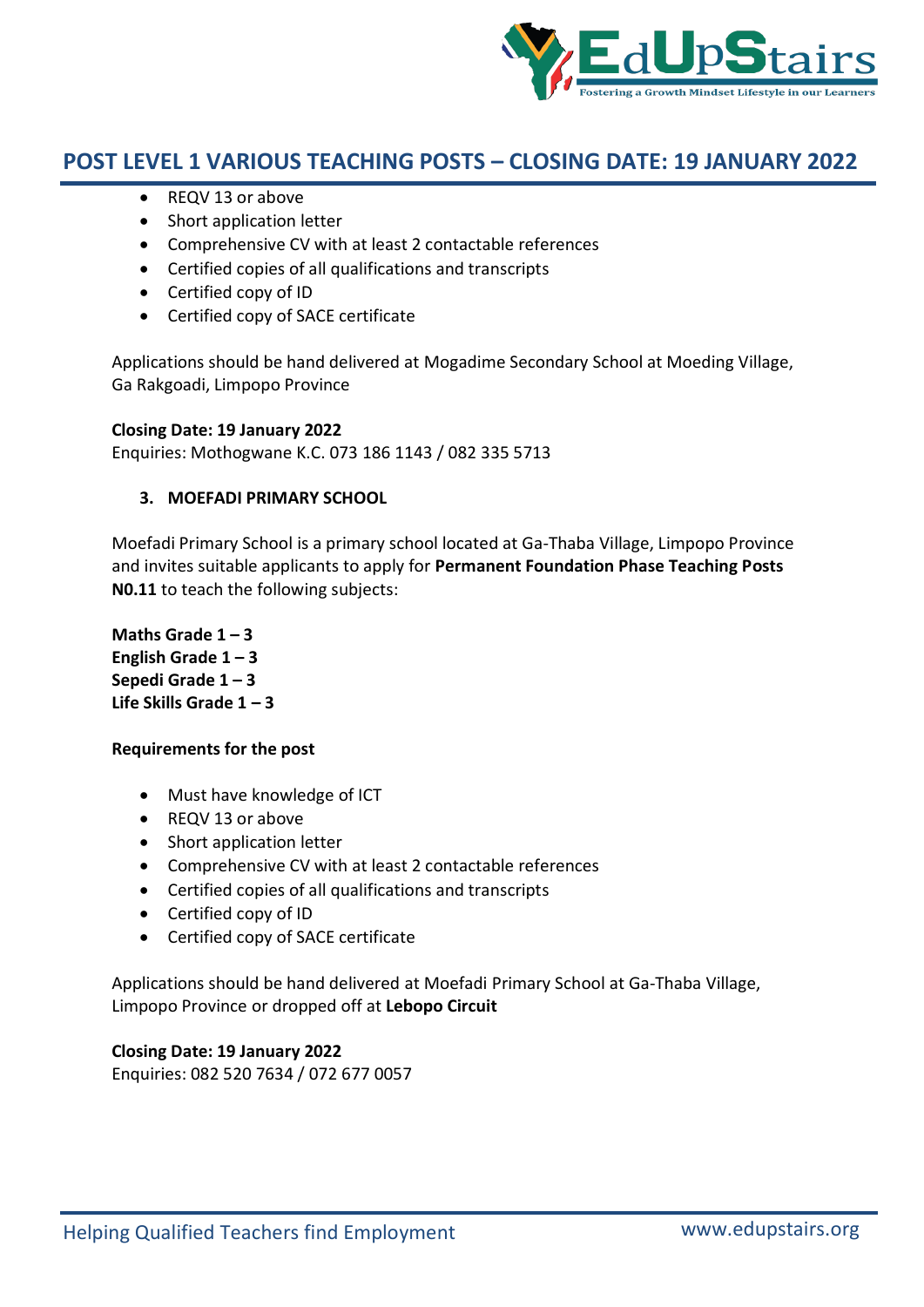## POST LEVEL 1 VARIOUS TEACHING POSTS – CLOSING DATE: 19 JANUARY 2022

- REQV 13 or above
- Short application letter
- Comprehensive CV with at least 2 contactable references
- Certified copies of all qualifications and transcripts
- Certified copy of ID
- Certified copy of SACE certificate

Applications should be hand delivered at Mogadime Secondary School at Moeding Village, Ga Rakgoadi, Limpopo Province

**Closing Date: 19 January 2022**
Enquiries: Mothogwane K.C. 073 186 1143 / 082 335 5713

### 3. MOEFADI PRIMARY SCHOOL

Moefadi Primary School is a primary school located at Ga-Thaba Village, Limpopo Province and invites suitable applicants to apply for **Permanent Foundation Phase Teaching Posts N0.11** to teach the following subjects:

**Maths Grade 1 – 3**
**English Grade 1 – 3**
**Sepedi Grade 1 – 3**
**Life Skills Grade 1 – 3**

**Requirements for the post**

- Must have knowledge of ICT
- REQV 13 or above
- Short application letter
- Comprehensive CV with at least 2 contactable references
- Certified copies of all qualifications and transcripts
- Certified copy of ID
- Certified copy of SACE certificate

Applications should be hand delivered at Moefadi Primary School at Ga-Thaba Village, Limpopo Province or dropped off at **Lebopo Circuit**

**Closing Date: 19 January 2022**
Enquiries: 082 520 7634 / 072 677 0057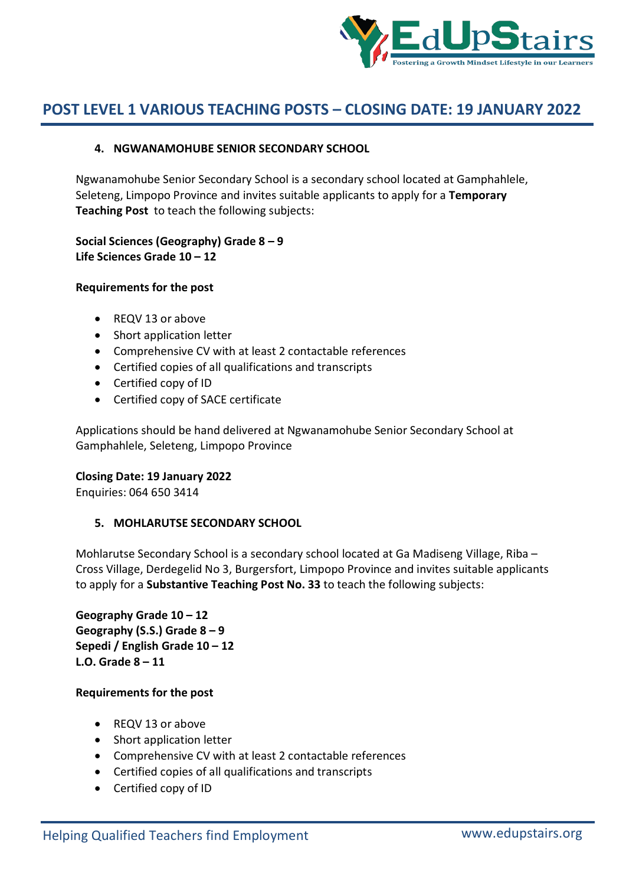# POST LEVEL 1 VARIOUS TEACHING POSTS – CLOSING DATE: 19 JANUARY 2022

### 4. NGWANAMOHUBE SENIOR SECONDARY SCHOOL

Ngwanamohube Senior Secondary School is a secondary school located at Gamphahlele, Seleteng, Limpopo Province and invites suitable applicants to apply for a **Temporary Teaching Post** to teach the following subjects:

**Social Sciences (Geography) Grade 8 – 9**
**Life Sciences Grade 10 – 12**

**Requirements for the post**

- REQV 13 or above
- Short application letter
- Comprehensive CV with at least 2 contactable references
- Certified copies of all qualifications and transcripts
- Certified copy of ID
- Certified copy of SACE certificate

Applications should be hand delivered at Ngwanamohube Senior Secondary School at Gamphahlele, Seleteng, Limpopo Province

**Closing Date: 19 January 2022**
Enquiries: 064 650 3414

### 5. MOHLARUTSE SECONDARY SCHOOL

Mohlarutse Secondary School is a secondary school located at Ga Madiseng Village, Riba – Cross Village, Derdegelid No 3, Burgersfort, Limpopo Province and invites suitable applicants to apply for a **Substantive Teaching Post No. 33** to teach the following subjects:

**Geography Grade 10 – 12**
**Geography (S.S.) Grade 8 – 9**
**Sepedi / English Grade 10 – 12**
**L.O. Grade 8 – 11**

**Requirements for the post**

- REQV 13 or above
- Short application letter
- Comprehensive CV with at least 2 contactable references
- Certified copies of all qualifications and transcripts
- Certified copy of ID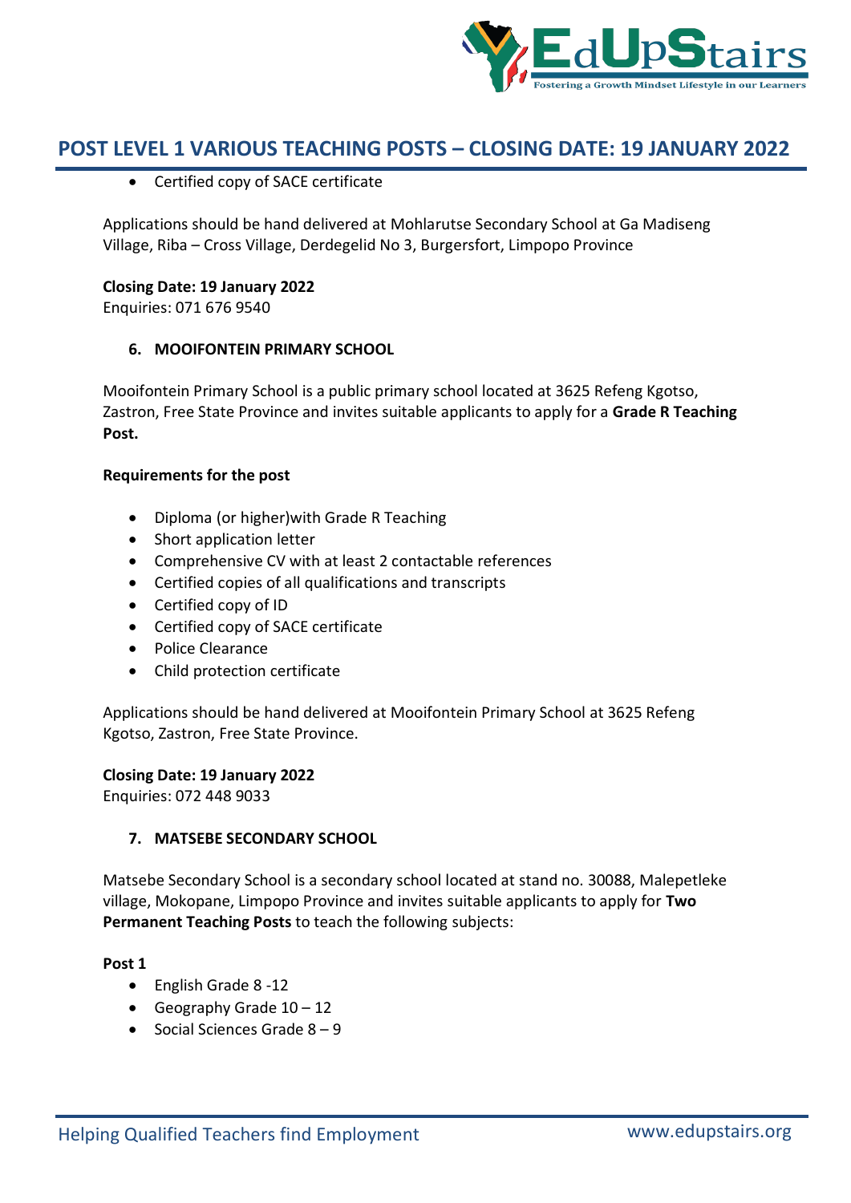- Certified copy of SACE certificate

Applications should be hand delivered at Mohlarutse Secondary School at Ga Madiseng Village, Riba – Cross Village, Derdegelid No 3, Burgersfort, Limpopo Province

**Closing Date: 19 January 2022**
Enquiries: 071 676 9540

### 6. MOOIFONTEIN PRIMARY SCHOOL

Mooifontein Primary School is a public primary school located at 3625 Refeng Kgotso, Zastron, Free State Province and invites suitable applicants to apply for a **Grade R Teaching Post.**

**Requirements for the post**

- Diploma (or higher)with Grade R Teaching
- Short application letter
- Comprehensive CV with at least 2 contactable references
- Certified copies of all qualifications and transcripts
- Certified copy of ID
- Certified copy of SACE certificate
- Police Clearance
- Child protection certificate

Applications should be hand delivered at Mooifontein Primary School at 3625 Refeng Kgotso, Zastron, Free State Province.

**Closing Date: 19 January 2022**
Enquiries: 072 448 9033

### 7. MATSEBE SECONDARY SCHOOL

Matsebe Secondary School is a secondary school located at stand no. 30088, Malepetleke village, Mokopane, Limpopo Province and invites suitable applicants to apply for **Two Permanent Teaching Posts** to teach the following subjects:

**Post 1**

- English Grade 8 -12
- Geography Grade 10 – 12
- Social Sciences Grade 8 – 9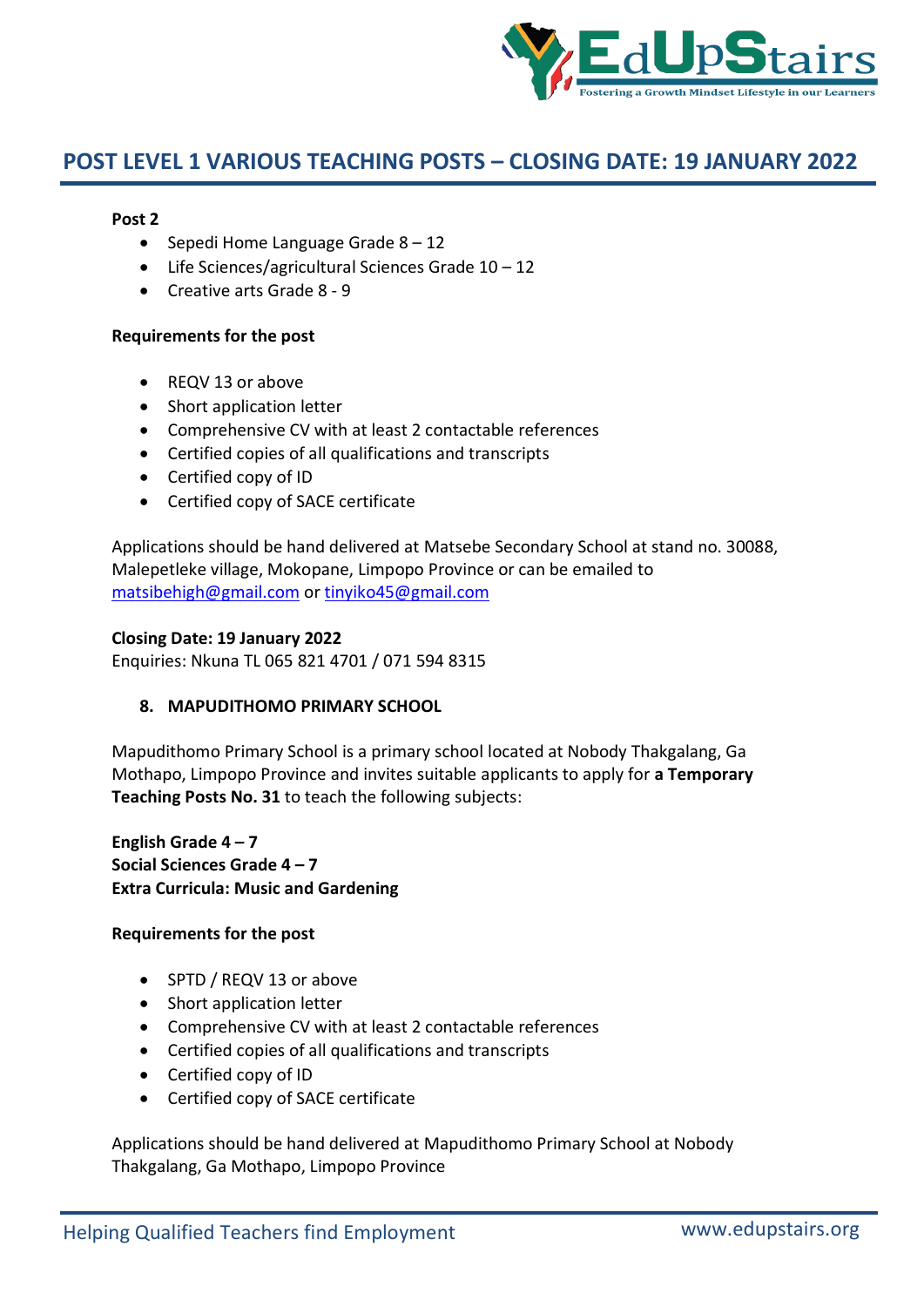# POST LEVEL 1 VARIOUS TEACHING POSTS – CLOSING DATE: 19 JANUARY 2022

**Post 2**

- Sepedi Home Language Grade 8 – 12
- Life Sciences/agricultural Sciences Grade 10 – 12
- Creative arts Grade 8 - 9

**Requirements for the post**

- REQV 13 or above
- Short application letter
- Comprehensive CV with at least 2 contactable references
- Certified copies of all qualifications and transcripts
- Certified copy of ID
- Certified copy of SACE certificate

Applications should be hand delivered at Matsebe Secondary School at stand no. 30088, Malepetleke village, Mokopane, Limpopo Province or can be emailed to matsibehigh@gmail.com or tinyiko45@gmail.com

**Closing Date: 19 January 2022**
Enquiries: Nkuna TL 065 821 4701 / 071 594 8315

## 8. MAPUDITHOMO PRIMARY SCHOOL

Mapudithomo Primary School is a primary school located at Nobody Thakgalang, Ga Mothapo, Limpopo Province and invites suitable applicants to apply for **a Temporary Teaching Posts No. 31** to teach the following subjects:

**English Grade 4 – 7**
**Social Sciences Grade 4 – 7**
**Extra Curricula: Music and Gardening**

**Requirements for the post**

- SPTD / REQV 13 or above
- Short application letter
- Comprehensive CV with at least 2 contactable references
- Certified copies of all qualifications and transcripts
- Certified copy of ID
- Certified copy of SACE certificate

Applications should be hand delivered at Mapudithomo Primary School at Nobody Thakgalang, Ga Mothapo, Limpopo Province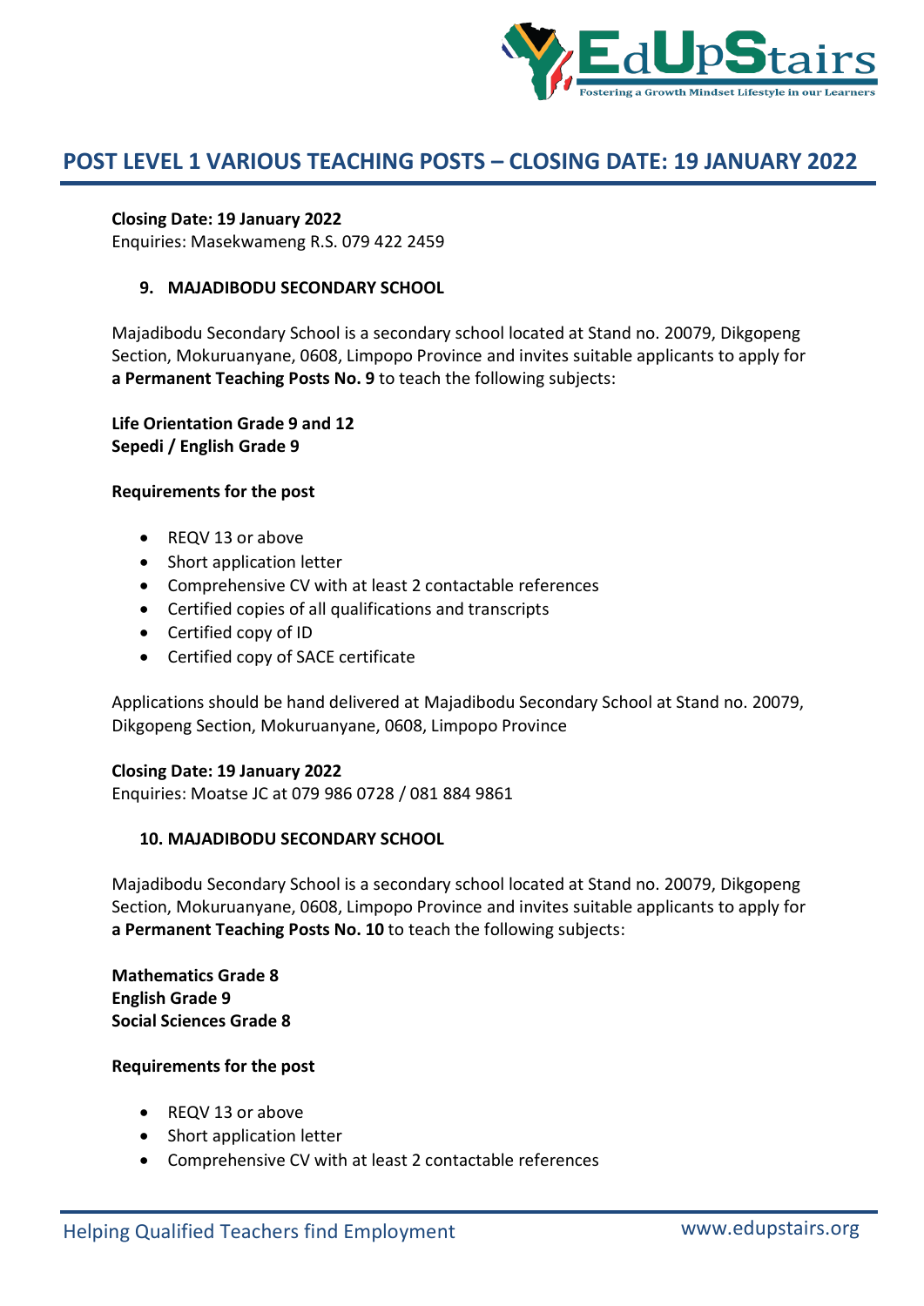# POST LEVEL 1 VARIOUS TEACHING POSTS – CLOSING DATE: 19 JANUARY 2022

**Closing Date: 19 January 2022**
Enquiries: Masekwameng R.S. 079 422 2459

### 9. MAJADIBODU SECONDARY SCHOOL

Majadibodu Secondary School is a secondary school located at Stand no. 20079, Dikgopeng Section, Mokuruanyane, 0608, Limpopo Province and invites suitable applicants to apply for **a Permanent Teaching Posts No. 9** to teach the following subjects:

**Life Orientation Grade 9 and 12**
**Sepedi / English Grade 9**

**Requirements for the post**

- REQV 13 or above
- Short application letter
- Comprehensive CV with at least 2 contactable references
- Certified copies of all qualifications and transcripts
- Certified copy of ID
- Certified copy of SACE certificate

Applications should be hand delivered at Majadibodu Secondary School at Stand no. 20079, Dikgopeng Section, Mokuruanyane, 0608, Limpopo Province

**Closing Date: 19 January 2022**
Enquiries: Moatse JC at 079 986 0728 / 081 884 9861

### 10. MAJADIBODU SECONDARY SCHOOL

Majadibodu Secondary School is a secondary school located at Stand no. 20079, Dikgopeng Section, Mokuruanyane, 0608, Limpopo Province and invites suitable applicants to apply for **a Permanent Teaching Posts No. 10** to teach the following subjects:

**Mathematics Grade 8**
**English Grade 9**
**Social Sciences Grade 8**

**Requirements for the post**

- REQV 13 or above
- Short application letter
- Comprehensive CV with at least 2 contactable references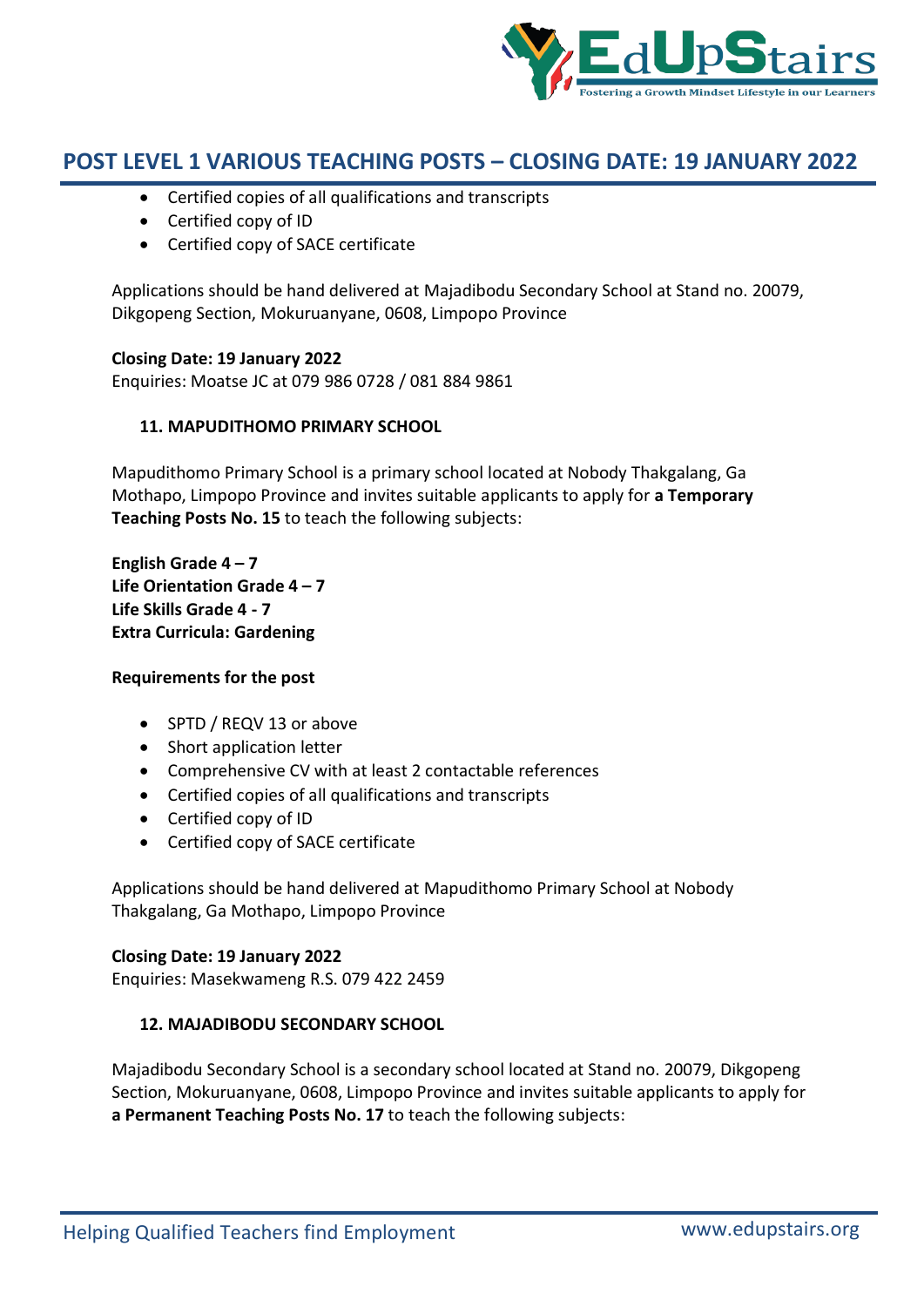- Certified copies of all qualifications and transcripts
- Certified copy of ID
- Certified copy of SACE certificate

Applications should be hand delivered at Majadibodu Secondary School at Stand no. 20079, Dikgopeng Section, Mokuruanyane, 0608, Limpopo Province

**Closing Date: 19 January 2022**
Enquiries: Moatse JC at 079 986 0728 / 081 884 9861

### 11. MAPUDITHOMO PRIMARY SCHOOL

Mapudithomo Primary School is a primary school located at Nobody Thakgalang, Ga Mothapo, Limpopo Province and invites suitable applicants to apply for **a Temporary Teaching Posts No. 15** to teach the following subjects:

**English Grade 4 – 7**
**Life Orientation Grade 4 – 7**
**Life Skills Grade 4 - 7**
**Extra Curricula: Gardening**

**Requirements for the post**

- SPTD / REQV 13 or above
- Short application letter
- Comprehensive CV with at least 2 contactable references
- Certified copies of all qualifications and transcripts
- Certified copy of ID
- Certified copy of SACE certificate

Applications should be hand delivered at Mapudithomo Primary School at Nobody Thakgalang, Ga Mothapo, Limpopo Province

**Closing Date: 19 January 2022**
Enquiries: Masekwameng R.S. 079 422 2459

### 12. MAJADIBODU SECONDARY SCHOOL

Majadibodu Secondary School is a secondary school located at Stand no. 20079, Dikgopeng Section, Mokuruanyane, 0608, Limpopo Province and invites suitable applicants to apply for **a Permanent Teaching Posts No. 17** to teach the following subjects: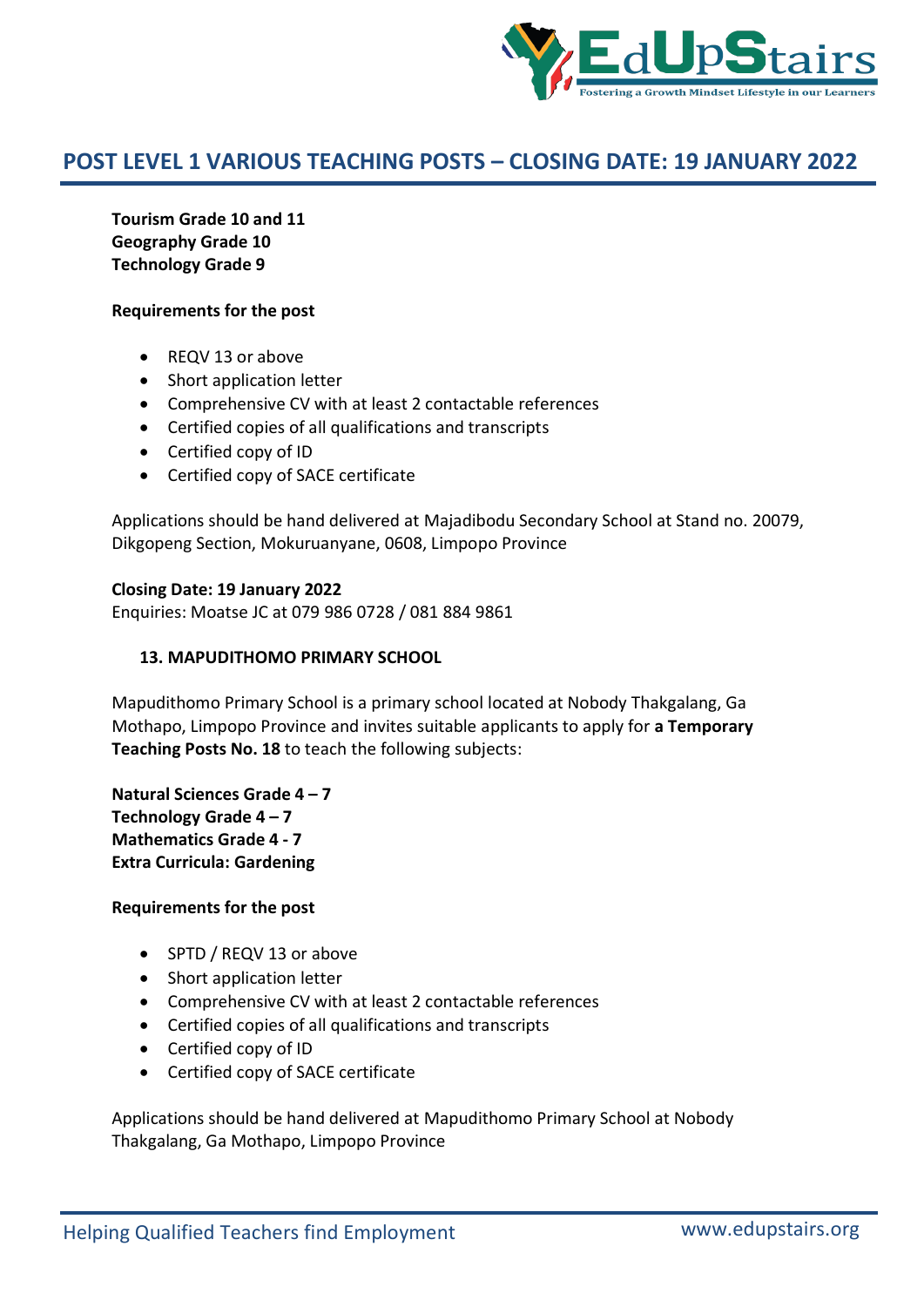## POST LEVEL 1 VARIOUS TEACHING POSTS – CLOSING DATE: 19 JANUARY 2022

**Tourism Grade 10 and 11**
**Geography Grade 10**
**Technology Grade 9**

**Requirements for the post**

- REQV 13 or above
- Short application letter
- Comprehensive CV with at least 2 contactable references
- Certified copies of all qualifications and transcripts
- Certified copy of ID
- Certified copy of SACE certificate

Applications should be hand delivered at Majadibodu Secondary School at Stand no. 20079, Dikgopeng Section, Mokuruanyane, 0608, Limpopo Province

**Closing Date: 19 January 2022**
Enquiries: Moatse JC at 079 986 0728 / 081 884 9861

### 13. MAPUDITHOMO PRIMARY SCHOOL

Mapudithomo Primary School is a primary school located at Nobody Thakgalang, Ga Mothapo, Limpopo Province and invites suitable applicants to apply for **a Temporary Teaching Posts No. 18** to teach the following subjects:

**Natural Sciences Grade 4 – 7**
**Technology Grade 4 – 7**
**Mathematics Grade 4 - 7**
**Extra Curricula: Gardening**

**Requirements for the post**

- SPTD / REQV 13 or above
- Short application letter
- Comprehensive CV with at least 2 contactable references
- Certified copies of all qualifications and transcripts
- Certified copy of ID
- Certified copy of SACE certificate

Applications should be hand delivered at Mapudithomo Primary School at Nobody Thakgalang, Ga Mothapo, Limpopo Province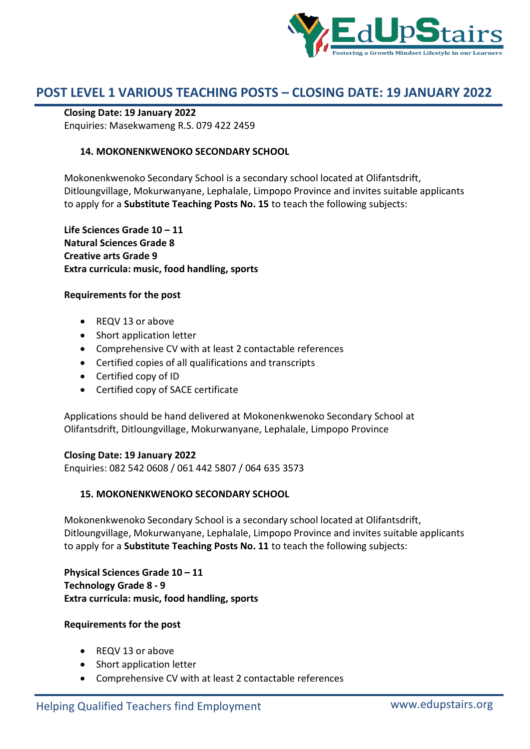## POST LEVEL 1 VARIOUS TEACHING POSTS – CLOSING DATE: 19 JANUARY 2022

**Closing Date: 19 January 2022**
Enquiries: Masekwameng R.S. 079 422 2459

### 14. MOKONENKWENOKO SECONDARY SCHOOL

Mokonenkwenoko Secondary School is a secondary school located at Olifantsdrift, Ditloungvillage, Mokurwanyane, Lephalale, Limpopo Province and invites suitable applicants to apply for a **Substitute Teaching Posts No. 15** to teach the following subjects:

**Life Sciences Grade 10 – 11**
**Natural Sciences Grade 8**
**Creative arts Grade 9**
**Extra curricula: music, food handling, sports**

**Requirements for the post**

- REQV 13 or above
- Short application letter
- Comprehensive CV with at least 2 contactable references
- Certified copies of all qualifications and transcripts
- Certified copy of ID
- Certified copy of SACE certificate

Applications should be hand delivered at Mokonenkwenoko Secondary School at Olifantsdrift, Ditloungvillage, Mokurwanyane, Lephalale, Limpopo Province

**Closing Date: 19 January 2022**
Enquiries: 082 542 0608 / 061 442 5807 / 064 635 3573

### 15. MOKONENKWENOKO SECONDARY SCHOOL

Mokonenkwenoko Secondary School is a secondary school located at Olifantsdrift, Ditloungvillage, Mokurwanyane, Lephalale, Limpopo Province and invites suitable applicants to apply for a **Substitute Teaching Posts No. 11** to teach the following subjects:

**Physical Sciences Grade 10 – 11**
**Technology Grade 8 - 9**
**Extra curricula: music, food handling, sports**

**Requirements for the post**

- REQV 13 or above
- Short application letter
- Comprehensive CV with at least 2 contactable references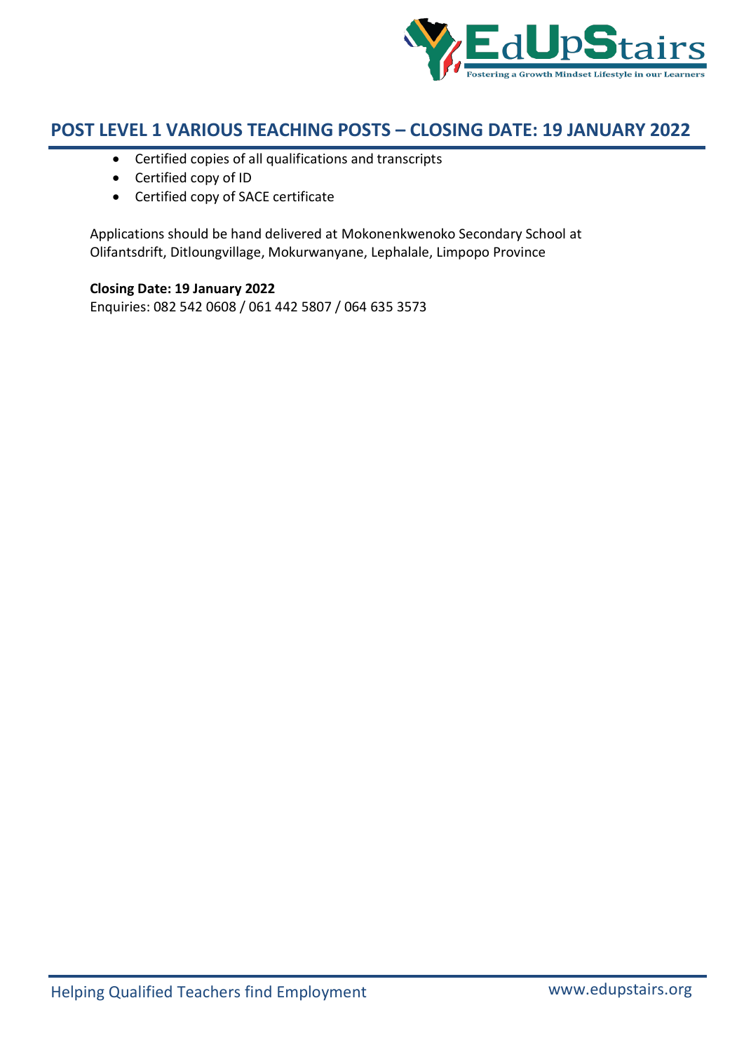## POST LEVEL 1 VARIOUS TEACHING POSTS – CLOSING DATE: 19 JANUARY 2022

- Certified copies of all qualifications and transcripts
- Certified copy of ID
- Certified copy of SACE certificate

Applications should be hand delivered at Mokonenkwenoko Secondary School at Olifantsdrift, Ditloungvillage, Mokurwanyane, Lephalale, Limpopo Province

**Closing Date: 19 January 2022**
Enquiries: 082 542 0608 / 061 442 5807 / 064 635 3573